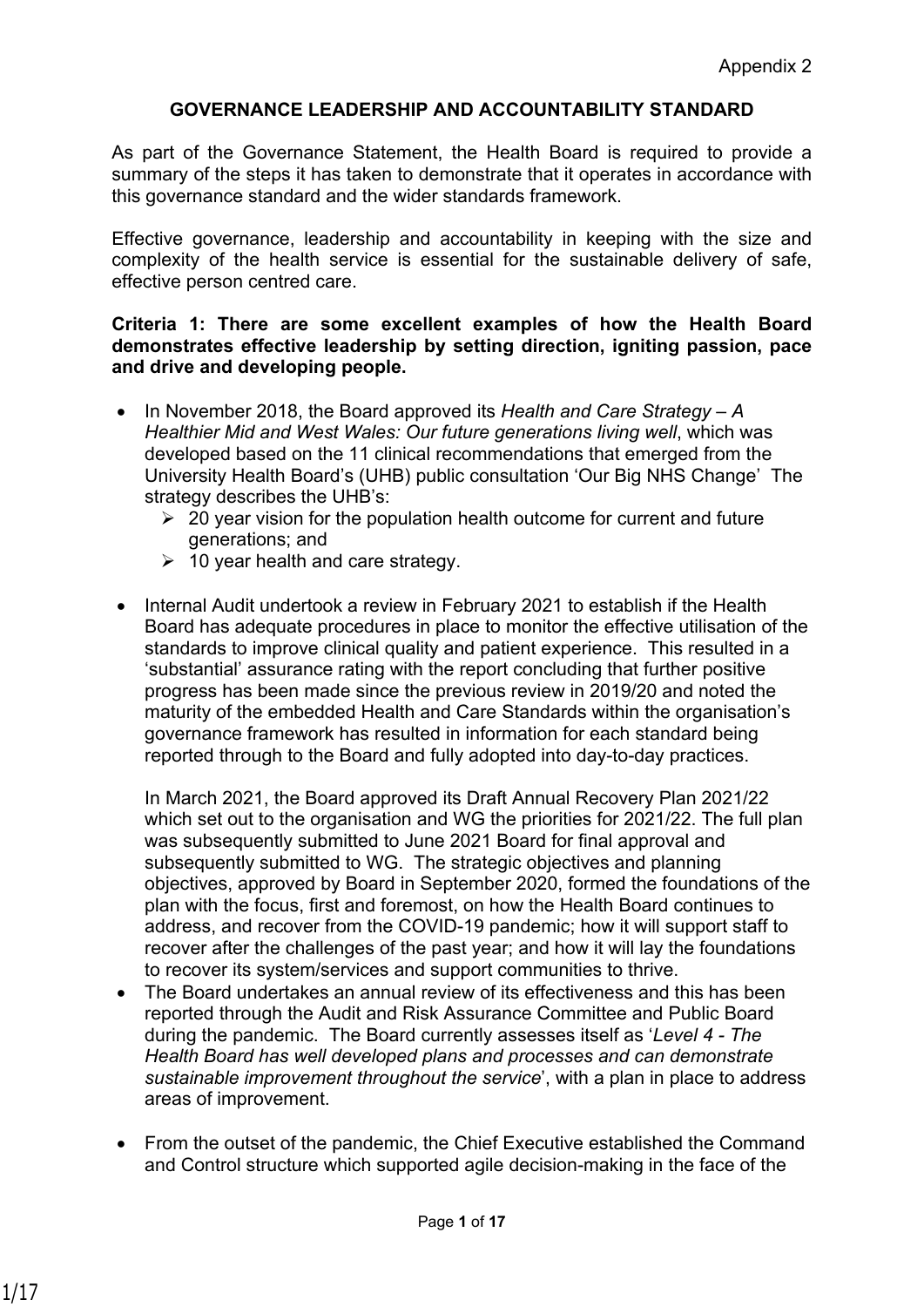Appendix 2

# GOVERNANCE LEADERSHIP AND ACCOUNTABILITY STANDARD

As part of the Governance Statement, the Health Board is required to provide a summary of the steps it has taken to demonstrate that it operates in accordance with this governance standard and the wider standards framework.

Effective governance, leadership and accountability in keeping with the size and complexity of the health service is essential for the sustainable delivery of safe, effective person centred care.

**Criteria 1: There are some excellent examples of how the Health Board demonstrates effective leadership by setting direction, igniting passion, pace and drive and developing people.**

- In November 2018, the Board approved its *Health and Care Strategy – A Healthier Mid and West Wales: Our future generations living well*, which was developed based on the 11 clinical recommendations that emerged from the University Health Board's (UHB) public consultation 'Our Big NHS Change' The strategy describes the UHB's:
  - 20 year vision for the population health outcome for current and future generations; and
  - 10 year health and care strategy.

- Internal Audit undertook a review in February 2021 to establish if the Health Board has adequate procedures in place to monitor the effective utilisation of the standards to improve clinical quality and patient experience. This resulted in a 'substantial' assurance rating with the report concluding that further positive progress has been made since the previous review in 2019/20 and noted the maturity of the embedded Health and Care Standards within the organisation's governance framework has resulted in information for each standard being reported through to the Board and fully adopted into day-to-day practices.

  In March 2021, the Board approved its Draft Annual Recovery Plan 2021/22 which set out to the organisation and WG the priorities for 2021/22. The full plan was subsequently submitted to June 2021 Board for final approval and subsequently submitted to WG. The strategic objectives and planning objectives, approved by Board in September 2020, formed the foundations of the plan with the focus, first and foremost, on how the Health Board continues to address, and recover from the COVID-19 pandemic; how it will support staff to recover after the challenges of the past year; and how it will lay the foundations to recover its system/services and support communities to thrive.
- The Board undertakes an annual review of its effectiveness and this has been reported through the Audit and Risk Assurance Committee and Public Board during the pandemic. The Board currently assesses itself as '*Level 4 - The Health Board has well developed plans and processes and can demonstrate sustainable improvement throughout the service*', with a plan in place to address areas of improvement.

- From the outset of the pandemic, the Chief Executive established the Command and Control structure which supported agile decision-making in the face of the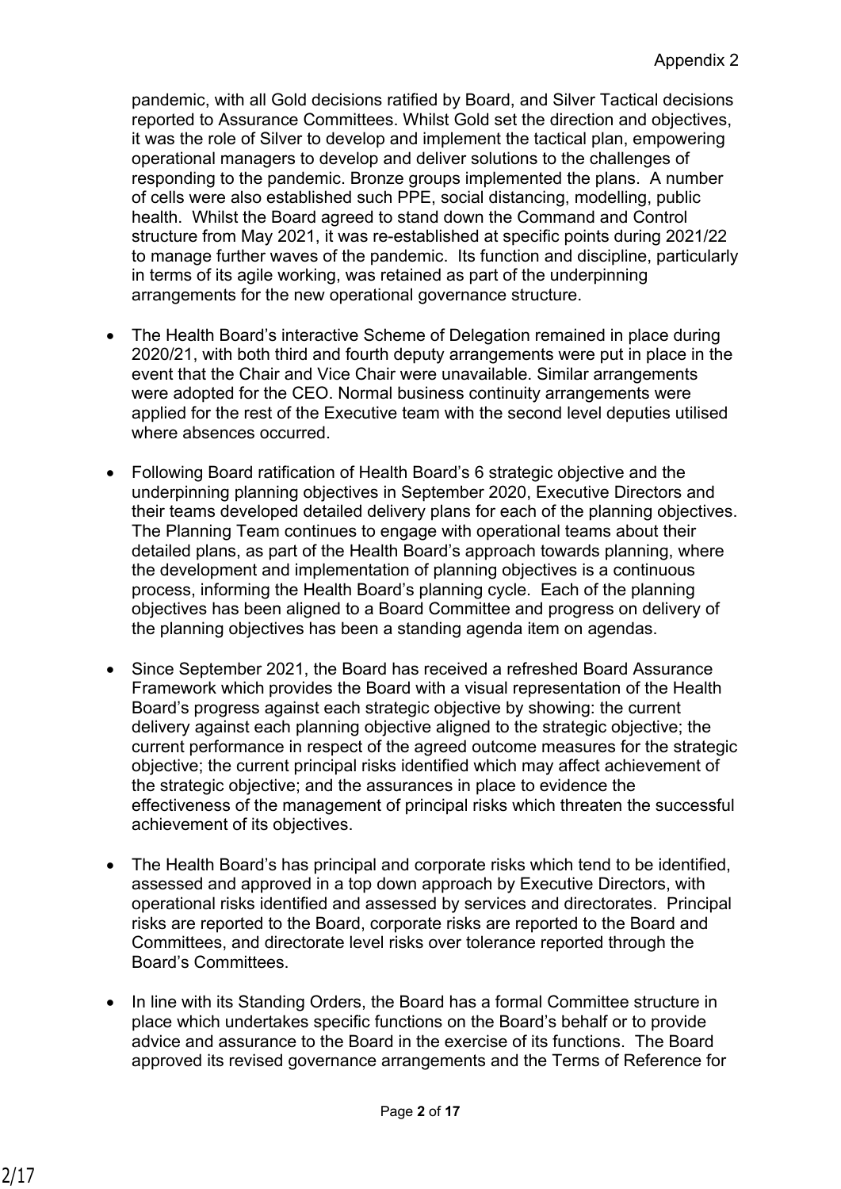pandemic, with all Gold decisions ratified by Board, and Silver Tactical decisions reported to Assurance Committees. Whilst Gold set the direction and objectives, it was the role of Silver to develop and implement the tactical plan, empowering operational managers to develop and deliver solutions to the challenges of responding to the pandemic. Bronze groups implemented the plans. A number of cells were also established such PPE, social distancing, modelling, public health. Whilst the Board agreed to stand down the Command and Control structure from May 2021, it was re-established at specific points during 2021/22 to manage further waves of the pandemic. Its function and discipline, particularly in terms of its agile working, was retained as part of the underpinning arrangements for the new operational governance structure.

- The Health Board's interactive Scheme of Delegation remained in place during 2020/21, with both third and fourth deputy arrangements were put in place in the event that the Chair and Vice Chair were unavailable. Similar arrangements were adopted for the CEO. Normal business continuity arrangements were applied for the rest of the Executive team with the second level deputies utilised where absences occurred.

- Following Board ratification of Health Board's 6 strategic objective and the underpinning planning objectives in September 2020, Executive Directors and their teams developed detailed delivery plans for each of the planning objectives. The Planning Team continues to engage with operational teams about their detailed plans, as part of the Health Board's approach towards planning, where the development and implementation of planning objectives is a continuous process, informing the Health Board's planning cycle. Each of the planning objectives has been aligned to a Board Committee and progress on delivery of the planning objectives has been a standing agenda item on agendas.

- Since September 2021, the Board has received a refreshed Board Assurance Framework which provides the Board with a visual representation of the Health Board's progress against each strategic objective by showing: the current delivery against each planning objective aligned to the strategic objective; the current performance in respect of the agreed outcome measures for the strategic objective; the current principal risks identified which may affect achievement of the strategic objective; and the assurances in place to evidence the effectiveness of the management of principal risks which threaten the successful achievement of its objectives.

- The Health Board's has principal and corporate risks which tend to be identified, assessed and approved in a top down approach by Executive Directors, with operational risks identified and assessed by services and directorates. Principal risks are reported to the Board, corporate risks are reported to the Board and Committees, and directorate level risks over tolerance reported through the Board's Committees.

- In line with its Standing Orders, the Board has a formal Committee structure in place which undertakes specific functions on the Board's behalf or to provide advice and assurance to the Board in the exercise of its functions. The Board approved its revised governance arrangements and the Terms of Reference for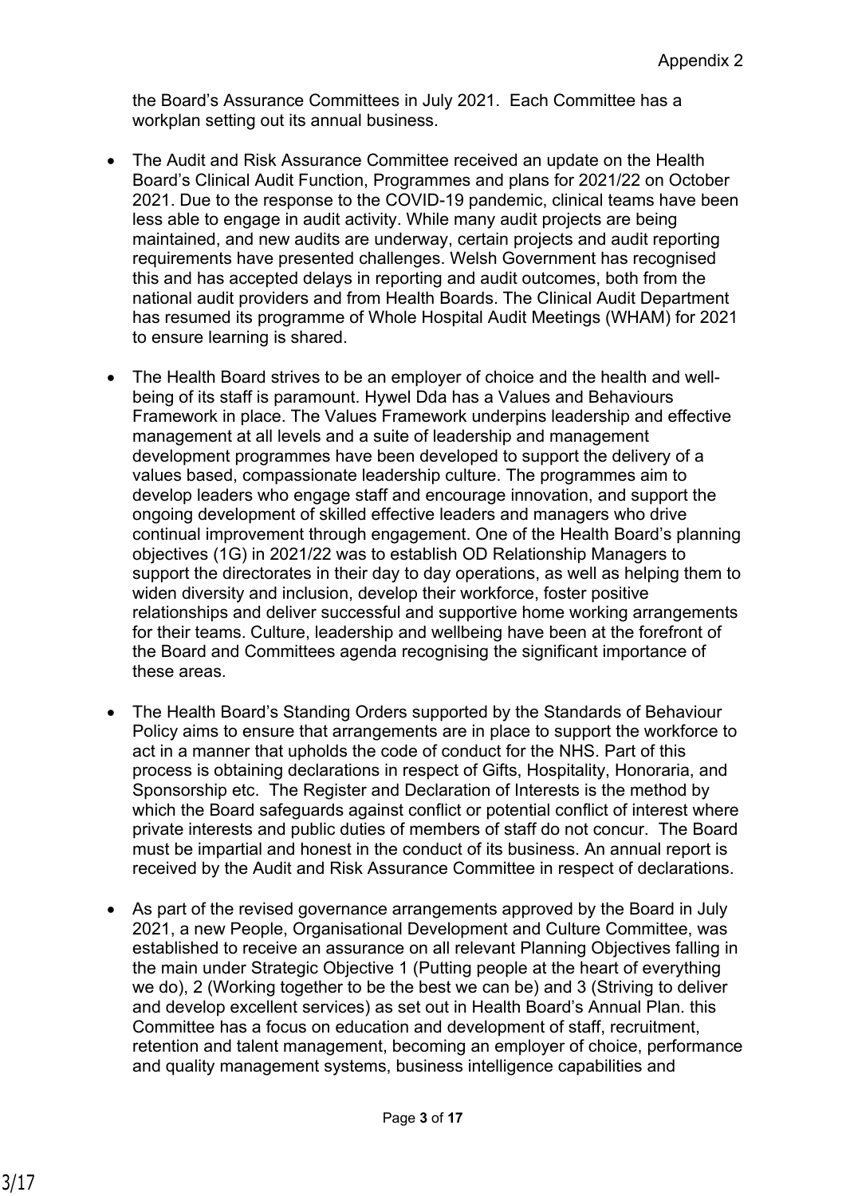the Board's Assurance Committees in July 2021. Each Committee has a workplan setting out its annual business.

- The Audit and Risk Assurance Committee received an update on the Health Board's Clinical Audit Function, Programmes and plans for 2021/22 on October 2021. Due to the response to the COVID-19 pandemic, clinical teams have been less able to engage in audit activity. While many audit projects are being maintained, and new audits are underway, certain projects and audit reporting requirements have presented challenges. Welsh Government has recognised this and has accepted delays in reporting and audit outcomes, both from the national audit providers and from Health Boards. The Clinical Audit Department has resumed its programme of Whole Hospital Audit Meetings (WHAM) for 2021 to ensure learning is shared.

- The Health Board strives to be an employer of choice and the health and well-being of its staff is paramount. Hywel Dda has a Values and Behaviours Framework in place. The Values Framework underpins leadership and effective management at all levels and a suite of leadership and management development programmes have been developed to support the delivery of a values based, compassionate leadership culture. The programmes aim to develop leaders who engage staff and encourage innovation, and support the ongoing development of skilled effective leaders and managers who drive continual improvement through engagement. One of the Health Board's planning objectives (1G) in 2021/22 was to establish OD Relationship Managers to support the directorates in their day to day operations, as well as helping them to widen diversity and inclusion, develop their workforce, foster positive relationships and deliver successful and supportive home working arrangements for their teams. Culture, leadership and wellbeing have been at the forefront of the Board and Committees agenda recognising the significant importance of these areas.

- The Health Board's Standing Orders supported by the Standards of Behaviour Policy aims to ensure that arrangements are in place to support the workforce to act in a manner that upholds the code of conduct for the NHS. Part of this process is obtaining declarations in respect of Gifts, Hospitality, Honoraria, and Sponsorship etc. The Register and Declaration of Interests is the method by which the Board safeguards against conflict or potential conflict of interest where private interests and public duties of members of staff do not concur. The Board must be impartial and honest in the conduct of its business. An annual report is received by the Audit and Risk Assurance Committee in respect of declarations.

- As part of the revised governance arrangements approved by the Board in July 2021, a new People, Organisational Development and Culture Committee, was established to receive an assurance on all relevant Planning Objectives falling in the main under Strategic Objective 1 (Putting people at the heart of everything we do), 2 (Working together to be the best we can be) and 3 (Striving to deliver and develop excellent services) as set out in Health Board's Annual Plan. this Committee has a focus on education and development of staff, recruitment, retention and talent management, becoming an employer of choice, performance and quality management systems, business intelligence capabilities and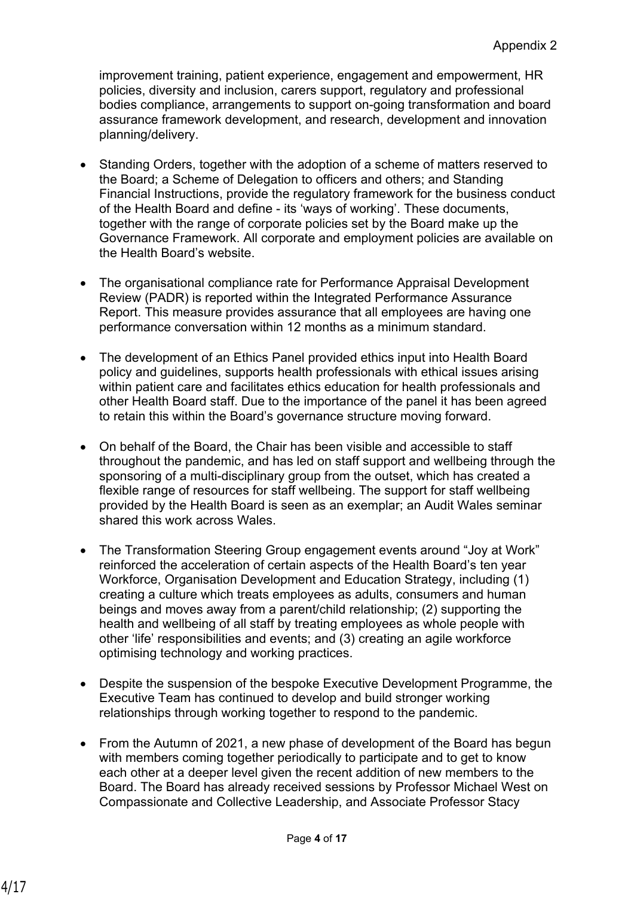improvement training, patient experience, engagement and empowerment, HR policies, diversity and inclusion, carers support, regulatory and professional bodies compliance, arrangements to support on-going transformation and board assurance framework development, and research, development and innovation planning/delivery.

- Standing Orders, together with the adoption of a scheme of matters reserved to the Board; a Scheme of Delegation to officers and others; and Standing Financial Instructions, provide the regulatory framework for the business conduct of the Health Board and define - its 'ways of working'. These documents, together with the range of corporate policies set by the Board make up the Governance Framework. All corporate and employment policies are available on the Health Board's website.

- The organisational compliance rate for Performance Appraisal Development Review (PADR) is reported within the Integrated Performance Assurance Report. This measure provides assurance that all employees are having one performance conversation within 12 months as a minimum standard.

- The development of an Ethics Panel provided ethics input into Health Board policy and guidelines, supports health professionals with ethical issues arising within patient care and facilitates ethics education for health professionals and other Health Board staff. Due to the importance of the panel it has been agreed to retain this within the Board's governance structure moving forward.

- On behalf of the Board, the Chair has been visible and accessible to staff throughout the pandemic, and has led on staff support and wellbeing through the sponsoring of a multi-disciplinary group from the outset, which has created a flexible range of resources for staff wellbeing. The support for staff wellbeing provided by the Health Board is seen as an exemplar; an Audit Wales seminar shared this work across Wales.

- The Transformation Steering Group engagement events around "Joy at Work" reinforced the acceleration of certain aspects of the Health Board's ten year Workforce, Organisation Development and Education Strategy, including (1) creating a culture which treats employees as adults, consumers and human beings and moves away from a parent/child relationship; (2) supporting the health and wellbeing of all staff by treating employees as whole people with other 'life' responsibilities and events; and (3) creating an agile workforce optimising technology and working practices.

- Despite the suspension of the bespoke Executive Development Programme, the Executive Team has continued to develop and build stronger working relationships through working together to respond to the pandemic.

- From the Autumn of 2021, a new phase of development of the Board has begun with members coming together periodically to participate and to get to know each other at a deeper level given the recent addition of new members to the Board. The Board has already received sessions by Professor Michael West on Compassionate and Collective Leadership, and Associate Professor Stacy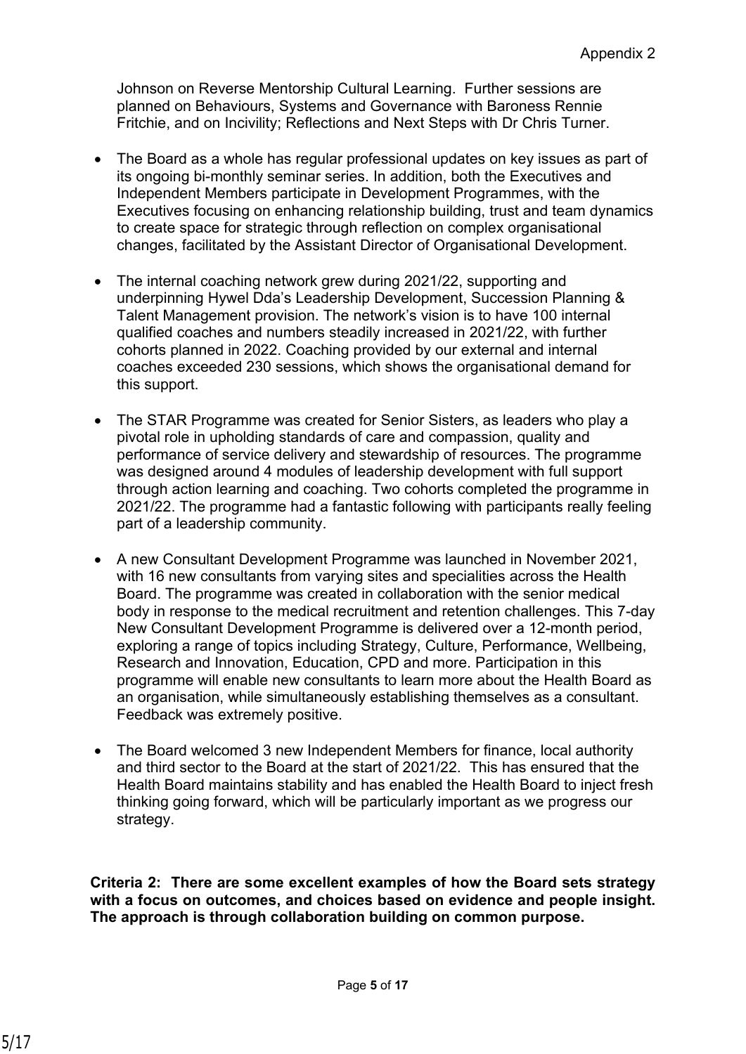Johnson on Reverse Mentorship Cultural Learning. Further sessions are planned on Behaviours, Systems and Governance with Baroness Rennie Fritchie, and on Incivility; Reflections and Next Steps with Dr Chris Turner.

- The Board as a whole has regular professional updates on key issues as part of its ongoing bi-monthly seminar series. In addition, both the Executives and Independent Members participate in Development Programmes, with the Executives focusing on enhancing relationship building, trust and team dynamics to create space for strategic through reflection on complex organisational changes, facilitated by the Assistant Director of Organisational Development.

- The internal coaching network grew during 2021/22, supporting and underpinning Hywel Dda's Leadership Development, Succession Planning & Talent Management provision. The network's vision is to have 100 internal qualified coaches and numbers steadily increased in 2021/22, with further cohorts planned in 2022. Coaching provided by our external and internal coaches exceeded 230 sessions, which shows the organisational demand for this support.

- The STAR Programme was created for Senior Sisters, as leaders who play a pivotal role in upholding standards of care and compassion, quality and performance of service delivery and stewardship of resources. The programme was designed around 4 modules of leadership development with full support through action learning and coaching. Two cohorts completed the programme in 2021/22. The programme had a fantastic following with participants really feeling part of a leadership community.

- A new Consultant Development Programme was launched in November 2021, with 16 new consultants from varying sites and specialities across the Health Board. The programme was created in collaboration with the senior medical body in response to the medical recruitment and retention challenges. This 7-day New Consultant Development Programme is delivered over a 12-month period, exploring a range of topics including Strategy, Culture, Performance, Wellbeing, Research and Innovation, Education, CPD and more. Participation in this programme will enable new consultants to learn more about the Health Board as an organisation, while simultaneously establishing themselves as a consultant. Feedback was extremely positive.

- The Board welcomed 3 new Independent Members for finance, local authority and third sector to the Board at the start of 2021/22. This has ensured that the Health Board maintains stability and has enabled the Health Board to inject fresh thinking going forward, which will be particularly important as we progress our strategy.

**Criteria 2: There are some excellent examples of how the Board sets strategy with a focus on outcomes, and choices based on evidence and people insight. The approach is through collaboration building on common purpose.**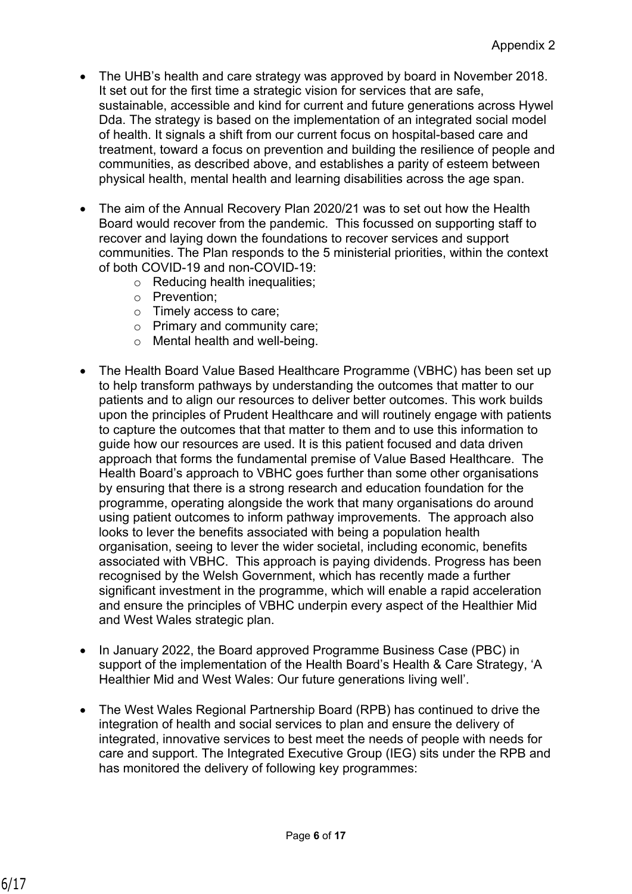Appendix 2

- The UHB's health and care strategy was approved by board in November 2018. It set out for the first time a strategic vision for services that are safe, sustainable, accessible and kind for current and future generations across Hywel Dda. The strategy is based on the implementation of an integrated social model of health. It signals a shift from our current focus on hospital-based care and treatment, toward a focus on prevention and building the resilience of people and communities, as described above, and establishes a parity of esteem between physical health, mental health and learning disabilities across the age span.

- The aim of the Annual Recovery Plan 2020/21 was to set out how the Health Board would recover from the pandemic. This focussed on supporting staff to recover and laying down the foundations to recover services and support communities. The Plan responds to the 5 ministerial priorities, within the context of both COVID-19 and non-COVID-19:
    - Reducing health inequalities;
    - Prevention;
    - Timely access to care;
    - Primary and community care;
    - Mental health and well-being.

- The Health Board Value Based Healthcare Programme (VBHC) has been set up to help transform pathways by understanding the outcomes that matter to our patients and to align our resources to deliver better outcomes. This work builds upon the principles of Prudent Healthcare and will routinely engage with patients to capture the outcomes that that matter to them and to use this information to guide how our resources are used. It is this patient focused and data driven approach that forms the fundamental premise of Value Based Healthcare. The Health Board's approach to VBHC goes further than some other organisations by ensuring that there is a strong research and education foundation for the programme, operating alongside the work that many organisations do around using patient outcomes to inform pathway improvements. The approach also looks to lever the benefits associated with being a population health organisation, seeing to lever the wider societal, including economic, benefits associated with VBHC. This approach is paying dividends. Progress has been recognised by the Welsh Government, which has recently made a further significant investment in the programme, which will enable a rapid acceleration and ensure the principles of VBHC underpin every aspect of the Healthier Mid and West Wales strategic plan.

- In January 2022, the Board approved Programme Business Case (PBC) in support of the implementation of the Health Board's Health & Care Strategy, 'A Healthier Mid and West Wales: Our future generations living well'.

- The West Wales Regional Partnership Board (RPB) has continued to drive the integration of health and social services to plan and ensure the delivery of integrated, innovative services to best meet the needs of people with needs for care and support. The Integrated Executive Group (IEG) sits under the RPB and has monitored the delivery of following key programmes: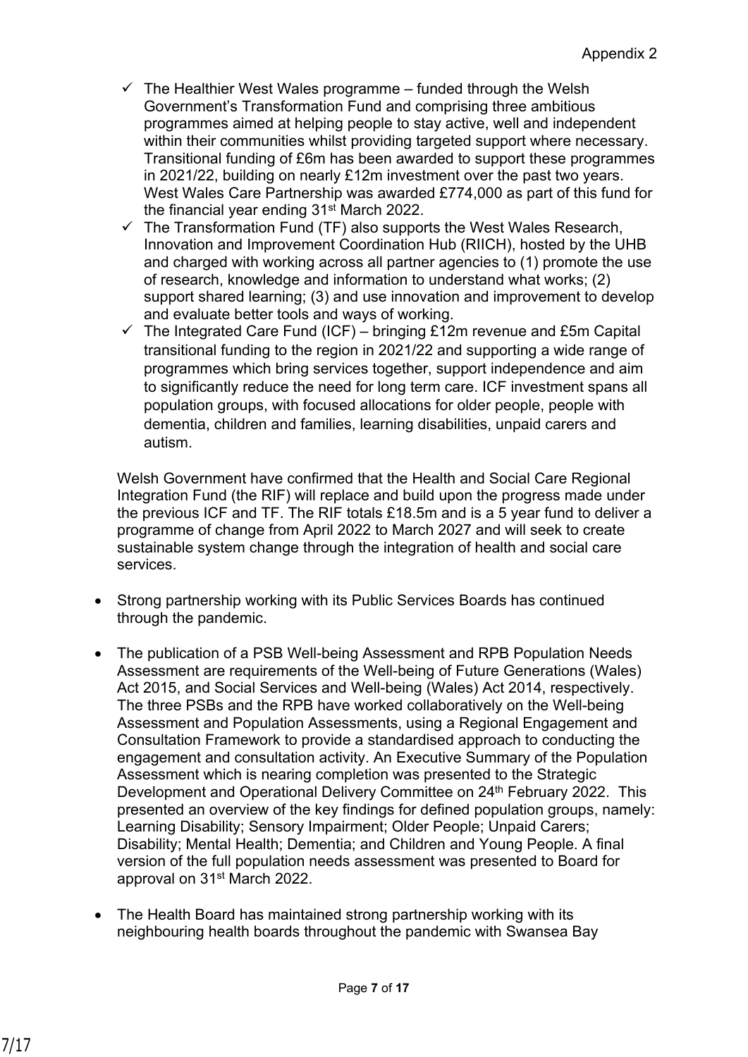- ✓ The Healthier West Wales programme – funded through the Welsh Government's Transformation Fund and comprising three ambitious programmes aimed at helping people to stay active, well and independent within their communities whilst providing targeted support where necessary. Transitional funding of £6m has been awarded to support these programmes in 2021/22, building on nearly £12m investment over the past two years. West Wales Care Partnership was awarded £774,000 as part of this fund for the financial year ending 31st March 2022.
- ✓ The Transformation Fund (TF) also supports the West Wales Research, Innovation and Improvement Coordination Hub (RIICH), hosted by the UHB and charged with working across all partner agencies to (1) promote the use of research, knowledge and information to understand what works; (2) support shared learning; (3) and use innovation and improvement to develop and evaluate better tools and ways of working.
- ✓ The Integrated Care Fund (ICF) – bringing £12m revenue and £5m Capital transitional funding to the region in 2021/22 and supporting a wide range of programmes which bring services together, support independence and aim to significantly reduce the need for long term care. ICF investment spans all population groups, with focused allocations for older people, people with dementia, children and families, learning disabilities, unpaid carers and autism.

Welsh Government have confirmed that the Health and Social Care Regional Integration Fund (the RIF) will replace and build upon the progress made under the previous ICF and TF. The RIF totals £18.5m and is a 5 year fund to deliver a programme of change from April 2022 to March 2027 and will seek to create sustainable system change through the integration of health and social care services.

- Strong partnership working with its Public Services Boards has continued through the pandemic.

- The publication of a PSB Well-being Assessment and RPB Population Needs Assessment are requirements of the Well-being of Future Generations (Wales) Act 2015, and Social Services and Well-being (Wales) Act 2014, respectively. The three PSBs and the RPB have worked collaboratively on the Well-being Assessment and Population Assessments, using a Regional Engagement and Consultation Framework to provide a standardised approach to conducting the engagement and consultation activity. An Executive Summary of the Population Assessment which is nearing completion was presented to the Strategic Development and Operational Delivery Committee on 24th February 2022. This presented an overview of the key findings for defined population groups, namely: Learning Disability; Sensory Impairment; Older People; Unpaid Carers; Disability; Mental Health; Dementia; and Children and Young People. A final version of the full population needs assessment was presented to Board for approval on 31st March 2022.

- The Health Board has maintained strong partnership working with its neighbouring health boards throughout the pandemic with Swansea Bay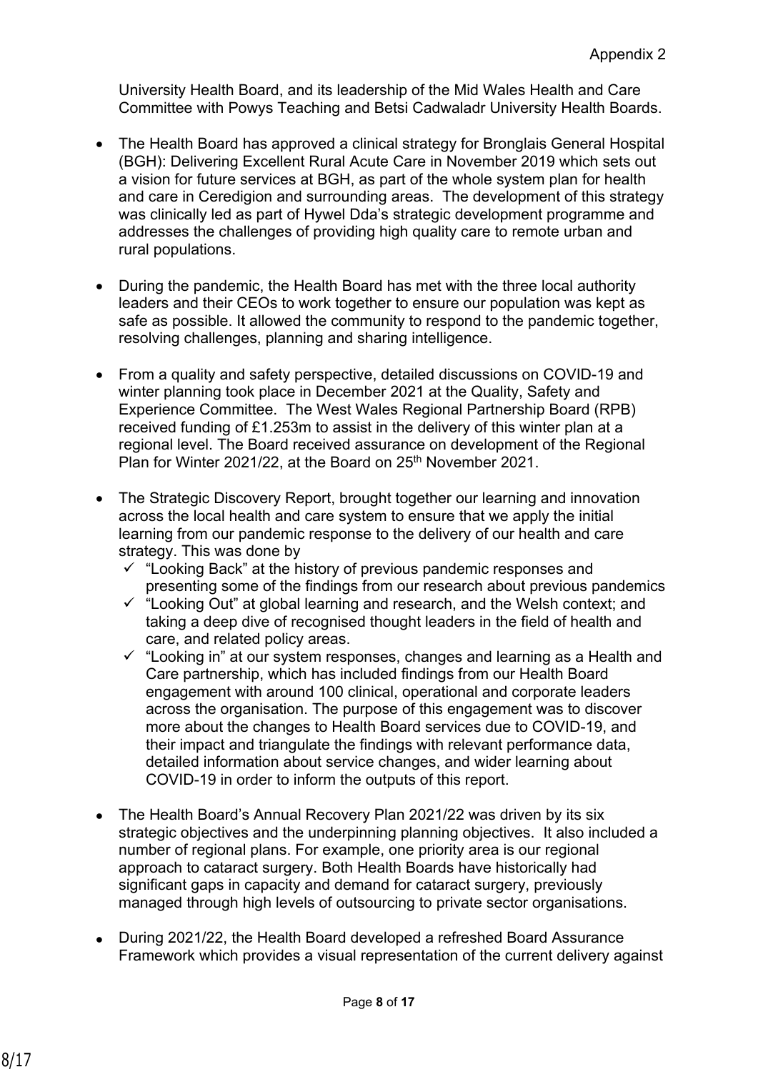University Health Board, and its leadership of the Mid Wales Health and Care Committee with Powys Teaching and Betsi Cadwaladr University Health Boards.

- The Health Board has approved a clinical strategy for Bronglais General Hospital (BGH): Delivering Excellent Rural Acute Care in November 2019 which sets out a vision for future services at BGH, as part of the whole system plan for health and care in Ceredigion and surrounding areas. The development of this strategy was clinically led as part of Hywel Dda's strategic development programme and addresses the challenges of providing high quality care to remote urban and rural populations.

- During the pandemic, the Health Board has met with the three local authority leaders and their CEOs to work together to ensure our population was kept as safe as possible. It allowed the community to respond to the pandemic together, resolving challenges, planning and sharing intelligence.

- From a quality and safety perspective, detailed discussions on COVID-19 and winter planning took place in December 2021 at the Quality, Safety and Experience Committee. The West Wales Regional Partnership Board (RPB) received funding of £1.253m to assist in the delivery of this winter plan at a regional level. The Board received assurance on development of the Regional Plan for Winter 2021/22, at the Board on 25th November 2021.

- The Strategic Discovery Report, brought together our learning and innovation across the local health and care system to ensure that we apply the initial learning from our pandemic response to the delivery of our health and care strategy. This was done by
  - ✓ "Looking Back" at the history of previous pandemic responses and presenting some of the findings from our research about previous pandemics
  - ✓ "Looking Out" at global learning and research, and the Welsh context; and taking a deep dive of recognised thought leaders in the field of health and care, and related policy areas.
  - ✓ "Looking in" at our system responses, changes and learning as a Health and Care partnership, which has included findings from our Health Board engagement with around 100 clinical, operational and corporate leaders across the organisation. The purpose of this engagement was to discover more about the changes to Health Board services due to COVID-19, and their impact and triangulate the findings with relevant performance data, detailed information about service changes, and wider learning about COVID-19 in order to inform the outputs of this report.

- The Health Board's Annual Recovery Plan 2021/22 was driven by its six strategic objectives and the underpinning planning objectives. It also included a number of regional plans. For example, one priority area is our regional approach to cataract surgery. Both Health Boards have historically had significant gaps in capacity and demand for cataract surgery, previously managed through high levels of outsourcing to private sector organisations.

- During 2021/22, the Health Board developed a refreshed Board Assurance Framework which provides a visual representation of the current delivery against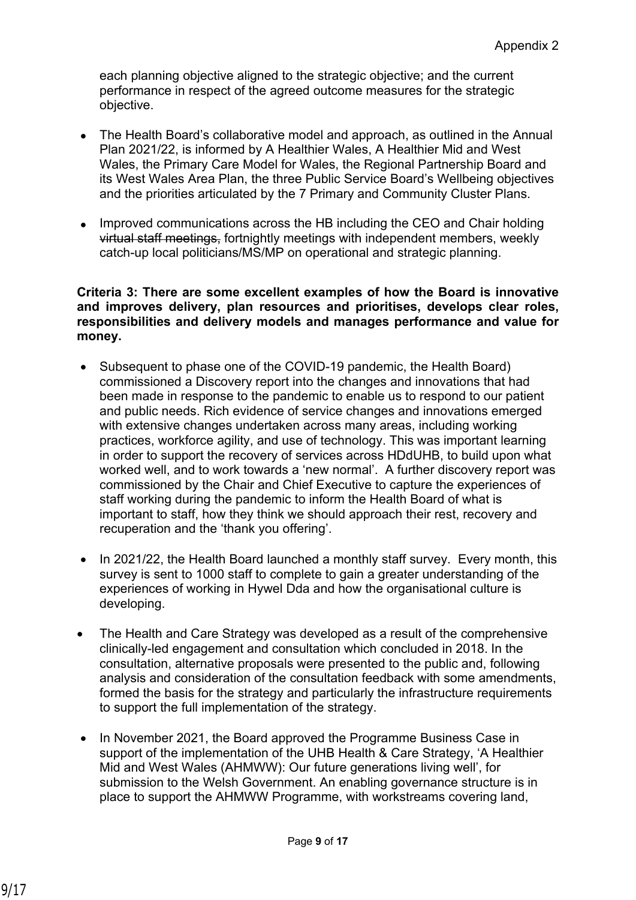each planning objective aligned to the strategic objective; and the current performance in respect of the agreed outcome measures for the strategic objective.

- The Health Board's collaborative model and approach, as outlined in the Annual Plan 2021/22, is informed by A Healthier Wales, A Healthier Mid and West Wales, the Primary Care Model for Wales, the Regional Partnership Board and its West Wales Area Plan, the three Public Service Board's Wellbeing objectives and the priorities articulated by the 7 Primary and Community Cluster Plans.

- Improved communications across the HB including the CEO and Chair holding ~~virtual staff meetings,~~ fortnightly meetings with independent members, weekly catch-up local politicians/MS/MP on operational and strategic planning.

**Criteria 3: There are some excellent examples of how the Board is innovative and improves delivery, plan resources and prioritises, develops clear roles, responsibilities and delivery models and manages performance and value for money.**

- Subsequent to phase one of the COVID-19 pandemic, the Health Board) commissioned a Discovery report into the changes and innovations that had been made in response to the pandemic to enable us to respond to our patient and public needs. Rich evidence of service changes and innovations emerged with extensive changes undertaken across many areas, including working practices, workforce agility, and use of technology. This was important learning in order to support the recovery of services across HDdUHB, to build upon what worked well, and to work towards a 'new normal'. A further discovery report was commissioned by the Chair and Chief Executive to capture the experiences of staff working during the pandemic to inform the Health Board of what is important to staff, how they think we should approach their rest, recovery and recuperation and the 'thank you offering'.

- In 2021/22, the Health Board launched a monthly staff survey. Every month, this survey is sent to 1000 staff to complete to gain a greater understanding of the experiences of working in Hywel Dda and how the organisational culture is developing.

- The Health and Care Strategy was developed as a result of the comprehensive clinically-led engagement and consultation which concluded in 2018. In the consultation, alternative proposals were presented to the public and, following analysis and consideration of the consultation feedback with some amendments, formed the basis for the strategy and particularly the infrastructure requirements to support the full implementation of the strategy.

- In November 2021, the Board approved the Programme Business Case in support of the implementation of the UHB Health & Care Strategy, 'A Healthier Mid and West Wales (AHMWW): Our future generations living well', for submission to the Welsh Government. An enabling governance structure is in place to support the AHMWW Programme, with workstreams covering land,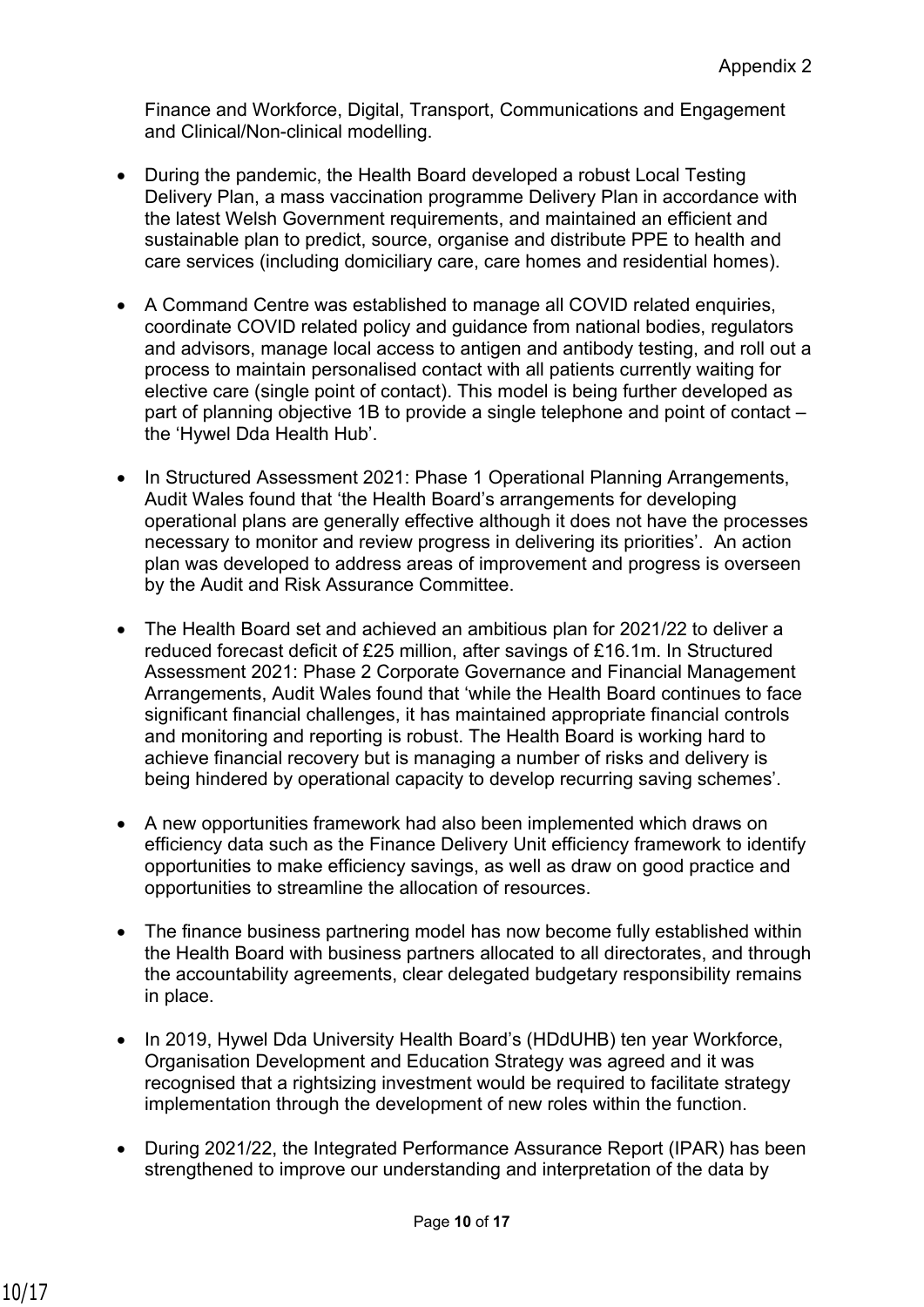Finance and Workforce, Digital, Transport, Communications and Engagement and Clinical/Non-clinical modelling.

- During the pandemic, the Health Board developed a robust Local Testing Delivery Plan, a mass vaccination programme Delivery Plan in accordance with the latest Welsh Government requirements, and maintained an efficient and sustainable plan to predict, source, organise and distribute PPE to health and care services (including domiciliary care, care homes and residential homes).

- A Command Centre was established to manage all COVID related enquiries, coordinate COVID related policy and guidance from national bodies, regulators and advisors, manage local access to antigen and antibody testing, and roll out a process to maintain personalised contact with all patients currently waiting for elective care (single point of contact). This model is being further developed as part of planning objective 1B to provide a single telephone and point of contact – the 'Hywel Dda Health Hub'.

- In Structured Assessment 2021: Phase 1 Operational Planning Arrangements, Audit Wales found that 'the Health Board's arrangements for developing operational plans are generally effective although it does not have the processes necessary to monitor and review progress in delivering its priorities'. An action plan was developed to address areas of improvement and progress is overseen by the Audit and Risk Assurance Committee.

- The Health Board set and achieved an ambitious plan for 2021/22 to deliver a reduced forecast deficit of £25 million, after savings of £16.1m. In Structured Assessment 2021: Phase 2 Corporate Governance and Financial Management Arrangements, Audit Wales found that 'while the Health Board continues to face significant financial challenges, it has maintained appropriate financial controls and monitoring and reporting is robust. The Health Board is working hard to achieve financial recovery but is managing a number of risks and delivery is being hindered by operational capacity to develop recurring saving schemes'.

- A new opportunities framework had also been implemented which draws on efficiency data such as the Finance Delivery Unit efficiency framework to identify opportunities to make efficiency savings, as well as draw on good practice and opportunities to streamline the allocation of resources.

- The finance business partnering model has now become fully established within the Health Board with business partners allocated to all directorates, and through the accountability agreements, clear delegated budgetary responsibility remains in place.

- In 2019, Hywel Dda University Health Board's (HDdUHB) ten year Workforce, Organisation Development and Education Strategy was agreed and it was recognised that a rightsizing investment would be required to facilitate strategy implementation through the development of new roles within the function.

- During 2021/22, the Integrated Performance Assurance Report (IPAR) has been strengthened to improve our understanding and interpretation of the data by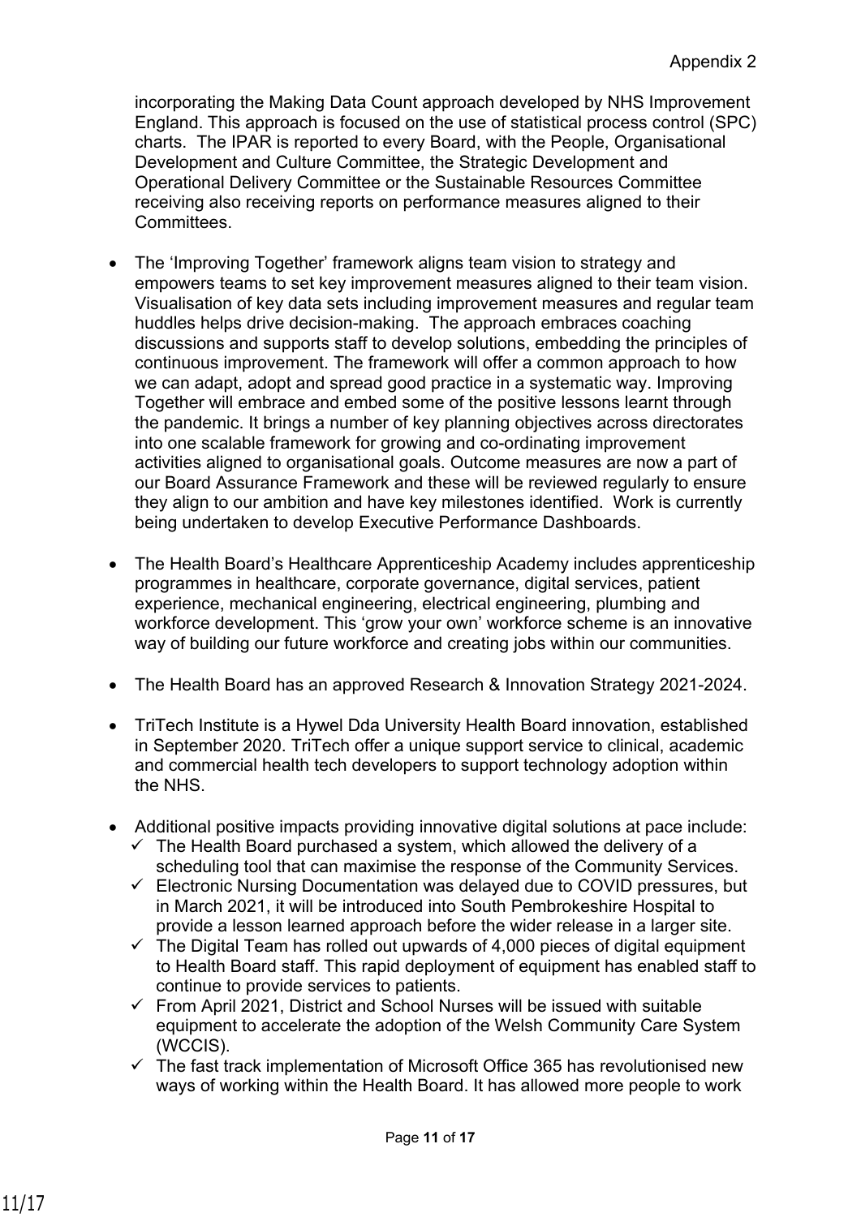incorporating the Making Data Count approach developed by NHS Improvement England. This approach is focused on the use of statistical process control (SPC) charts. The IPAR is reported to every Board, with the People, Organisational Development and Culture Committee, the Strategic Development and Operational Delivery Committee or the Sustainable Resources Committee receiving also receiving reports on performance measures aligned to their Committees.

- The 'Improving Together' framework aligns team vision to strategy and empowers teams to set key improvement measures aligned to their team vision. Visualisation of key data sets including improvement measures and regular team huddles helps drive decision-making. The approach embraces coaching discussions and supports staff to develop solutions, embedding the principles of continuous improvement. The framework will offer a common approach to how we can adapt, adopt and spread good practice in a systematic way. Improving Together will embrace and embed some of the positive lessons learnt through the pandemic. It brings a number of key planning objectives across directorates into one scalable framework for growing and co-ordinating improvement activities aligned to organisational goals. Outcome measures are now a part of our Board Assurance Framework and these will be reviewed regularly to ensure they align to our ambition and have key milestones identified. Work is currently being undertaken to develop Executive Performance Dashboards.

- The Health Board's Healthcare Apprenticeship Academy includes apprenticeship programmes in healthcare, corporate governance, digital services, patient experience, mechanical engineering, electrical engineering, plumbing and workforce development. This 'grow your own' workforce scheme is an innovative way of building our future workforce and creating jobs within our communities.

- The Health Board has an approved Research & Innovation Strategy 2021-2024.

- TriTech Institute is a Hywel Dda University Health Board innovation, established in September 2020. TriTech offer a unique support service to clinical, academic and commercial health tech developers to support technology adoption within the NHS.

- Additional positive impacts providing innovative digital solutions at pace include:
  - ✓ The Health Board purchased a system, which allowed the delivery of a scheduling tool that can maximise the response of the Community Services.
  - ✓ Electronic Nursing Documentation was delayed due to COVID pressures, but in March 2021, it will be introduced into South Pembrokeshire Hospital to provide a lesson learned approach before the wider release in a larger site.
  - ✓ The Digital Team has rolled out upwards of 4,000 pieces of digital equipment to Health Board staff. This rapid deployment of equipment has enabled staff to continue to provide services to patients.
  - ✓ From April 2021, District and School Nurses will be issued with suitable equipment to accelerate the adoption of the Welsh Community Care System (WCCIS).
  - ✓ The fast track implementation of Microsoft Office 365 has revolutionised new ways of working within the Health Board. It has allowed more people to work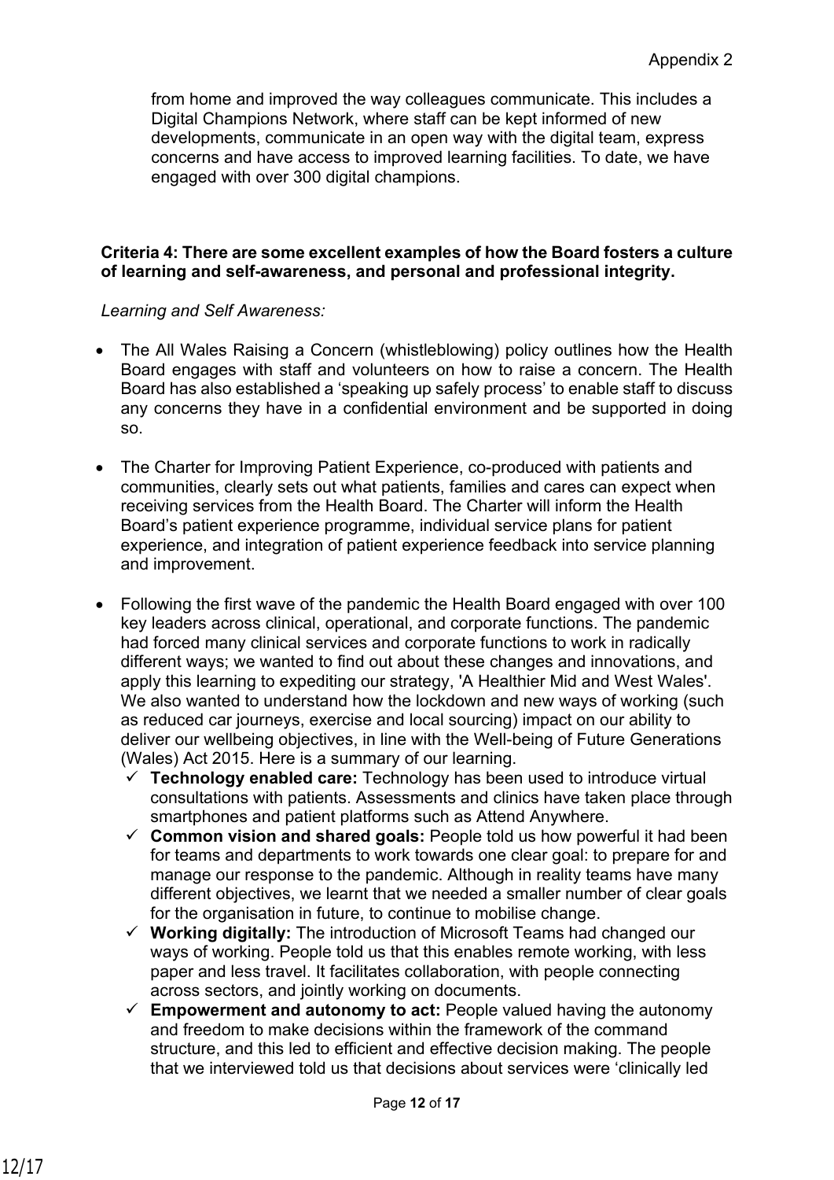from home and improved the way colleagues communicate. This includes a Digital Champions Network, where staff can be kept informed of new developments, communicate in an open way with the digital team, express concerns and have access to improved learning facilities. To date, we have engaged with over 300 digital champions.

**Criteria 4: There are some excellent examples of how the Board fosters a culture of learning and self-awareness, and personal and professional integrity.**

*Learning and Self Awareness:*

- The All Wales Raising a Concern (whistleblowing) policy outlines how the Health Board engages with staff and volunteers on how to raise a concern. The Health Board has also established a 'speaking up safely process' to enable staff to discuss any concerns they have in a confidential environment and be supported in doing so.

- The Charter for Improving Patient Experience, co-produced with patients and communities, clearly sets out what patients, families and cares can expect when receiving services from the Health Board. The Charter will inform the Health Board's patient experience programme, individual service plans for patient experience, and integration of patient experience feedback into service planning and improvement.

- Following the first wave of the pandemic the Health Board engaged with over 100 key leaders across clinical, operational, and corporate functions. The pandemic had forced many clinical services and corporate functions to work in radically different ways; we wanted to find out about these changes and innovations, and apply this learning to expediting our strategy, 'A Healthier Mid and West Wales'. We also wanted to understand how the lockdown and new ways of working (such as reduced car journeys, exercise and local sourcing) impact on our ability to deliver our wellbeing objectives, in line with the Well-being of Future Generations (Wales) Act 2015. Here is a summary of our learning.
  - ✓ **Technology enabled care:** Technology has been used to introduce virtual consultations with patients. Assessments and clinics have taken place through smartphones and patient platforms such as Attend Anywhere.
  - ✓ **Common vision and shared goals:** People told us how powerful it had been for teams and departments to work towards one clear goal: to prepare for and manage our response to the pandemic. Although in reality teams have many different objectives, we learnt that we needed a smaller number of clear goals for the organisation in future, to continue to mobilise change.
  - ✓ **Working digitally:** The introduction of Microsoft Teams had changed our ways of working. People told us that this enables remote working, with less paper and less travel. It facilitates collaboration, with people connecting across sectors, and jointly working on documents.
  - ✓ **Empowerment and autonomy to act:** People valued having the autonomy and freedom to make decisions within the framework of the command structure, and this led to efficient and effective decision making. The people that we interviewed told us that decisions about services were 'clinically led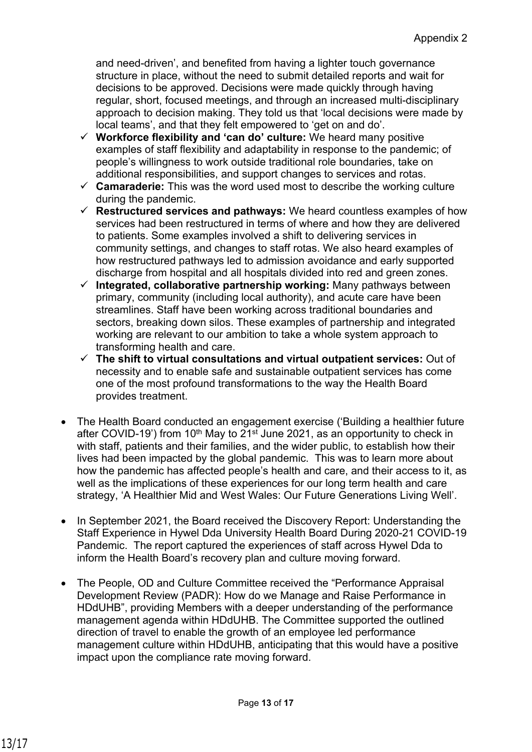and need-driven', and benefited from having a lighter touch governance structure in place, without the need to submit detailed reports and wait for decisions to be approved. Decisions were made quickly through having regular, short, focused meetings, and through an increased multi-disciplinary approach to decision making. They told us that 'local decisions were made by local teams', and that they felt empowered to 'get on and do'.

- ✓ **Workforce flexibility and 'can do' culture:** We heard many positive examples of staff flexibility and adaptability in response to the pandemic; of people's willingness to work outside traditional role boundaries, take on additional responsibilities, and support changes to services and rotas.
- ✓ **Camaraderie:** This was the word used most to describe the working culture during the pandemic.
- ✓ **Restructured services and pathways:** We heard countless examples of how services had been restructured in terms of where and how they are delivered to patients. Some examples involved a shift to delivering services in community settings, and changes to staff rotas. We also heard examples of how restructured pathways led to admission avoidance and early supported discharge from hospital and all hospitals divided into red and green zones.
- ✓ **Integrated, collaborative partnership working:** Many pathways between primary, community (including local authority), and acute care have been streamlines. Staff have been working across traditional boundaries and sectors, breaking down silos. These examples of partnership and integrated working are relevant to our ambition to take a whole system approach to transforming health and care.
- ✓ **The shift to virtual consultations and virtual outpatient services:** Out of necessity and to enable safe and sustainable outpatient services has come one of the most profound transformations to the way the Health Board provides treatment.

- The Health Board conducted an engagement exercise ('Building a healthier future after COVID-19') from 10th May to 21st June 2021, as an opportunity to check in with staff, patients and their families, and the wider public, to establish how their lives had been impacted by the global pandemic. This was to learn more about how the pandemic has affected people's health and care, and their access to it, as well as the implications of these experiences for our long term health and care strategy, 'A Healthier Mid and West Wales: Our Future Generations Living Well'.

- In September 2021, the Board received the Discovery Report: Understanding the Staff Experience in Hywel Dda University Health Board During 2020-21 COVID-19 Pandemic. The report captured the experiences of staff across Hywel Dda to inform the Health Board's recovery plan and culture moving forward.

- The People, OD and Culture Committee received the "Performance Appraisal Development Review (PADR): How do we Manage and Raise Performance in HDdUHB", providing Members with a deeper understanding of the performance management agenda within HDdUHB. The Committee supported the outlined direction of travel to enable the growth of an employee led performance management culture within HDdUHB, anticipating that this would have a positive impact upon the compliance rate moving forward.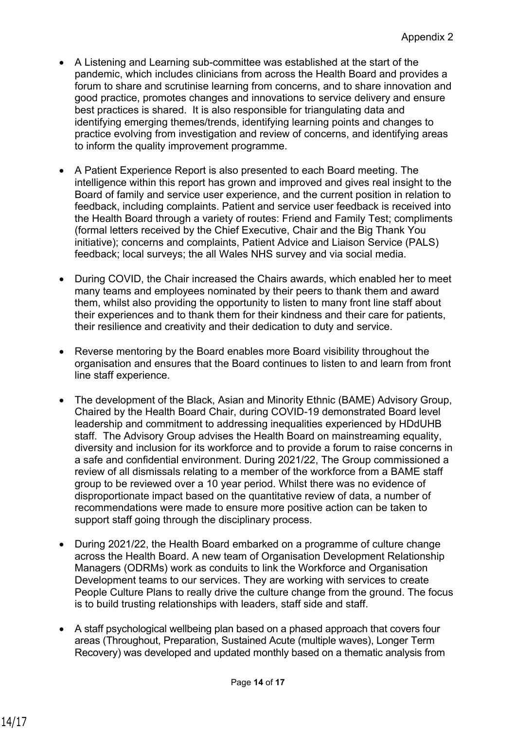- A Listening and Learning sub-committee was established at the start of the pandemic, which includes clinicians from across the Health Board and provides a forum to share and scrutinise learning from concerns, and to share innovation and good practice, promotes changes and innovations to service delivery and ensure best practices is shared. It is also responsible for triangulating data and identifying emerging themes/trends, identifying learning points and changes to practice evolving from investigation and review of concerns, and identifying areas to inform the quality improvement programme.

- A Patient Experience Report is also presented to each Board meeting. The intelligence within this report has grown and improved and gives real insight to the Board of family and service user experience, and the current position in relation to feedback, including complaints. Patient and service user feedback is received into the Health Board through a variety of routes: Friend and Family Test; compliments (formal letters received by the Chief Executive, Chair and the Big Thank You initiative); concerns and complaints, Patient Advice and Liaison Service (PALS) feedback; local surveys; the all Wales NHS survey and via social media.

- During COVID, the Chair increased the Chairs awards, which enabled her to meet many teams and employees nominated by their peers to thank them and award them, whilst also providing the opportunity to listen to many front line staff about their experiences and to thank them for their kindness and their care for patients, their resilience and creativity and their dedication to duty and service.

- Reverse mentoring by the Board enables more Board visibility throughout the organisation and ensures that the Board continues to listen to and learn from front line staff experience.

- The development of the Black, Asian and Minority Ethnic (BAME) Advisory Group, Chaired by the Health Board Chair, during COVID-19 demonstrated Board level leadership and commitment to addressing inequalities experienced by HDdUHB staff. The Advisory Group advises the Health Board on mainstreaming equality, diversity and inclusion for its workforce and to provide a forum to raise concerns in a safe and confidential environment. During 2021/22, The Group commissioned a review of all dismissals relating to a member of the workforce from a BAME staff group to be reviewed over a 10 year period. Whilst there was no evidence of disproportionate impact based on the quantitative review of data, a number of recommendations were made to ensure more positive action can be taken to support staff going through the disciplinary process.

- During 2021/22, the Health Board embarked on a programme of culture change across the Health Board. A new team of Organisation Development Relationship Managers (ODRMs) work as conduits to link the Workforce and Organisation Development teams to our services. They are working with services to create People Culture Plans to really drive the culture change from the ground. The focus is to build trusting relationships with leaders, staff side and staff.

- A staff psychological wellbeing plan based on a phased approach that covers four areas (Throughout, Preparation, Sustained Acute (multiple waves), Longer Term Recovery) was developed and updated monthly based on a thematic analysis from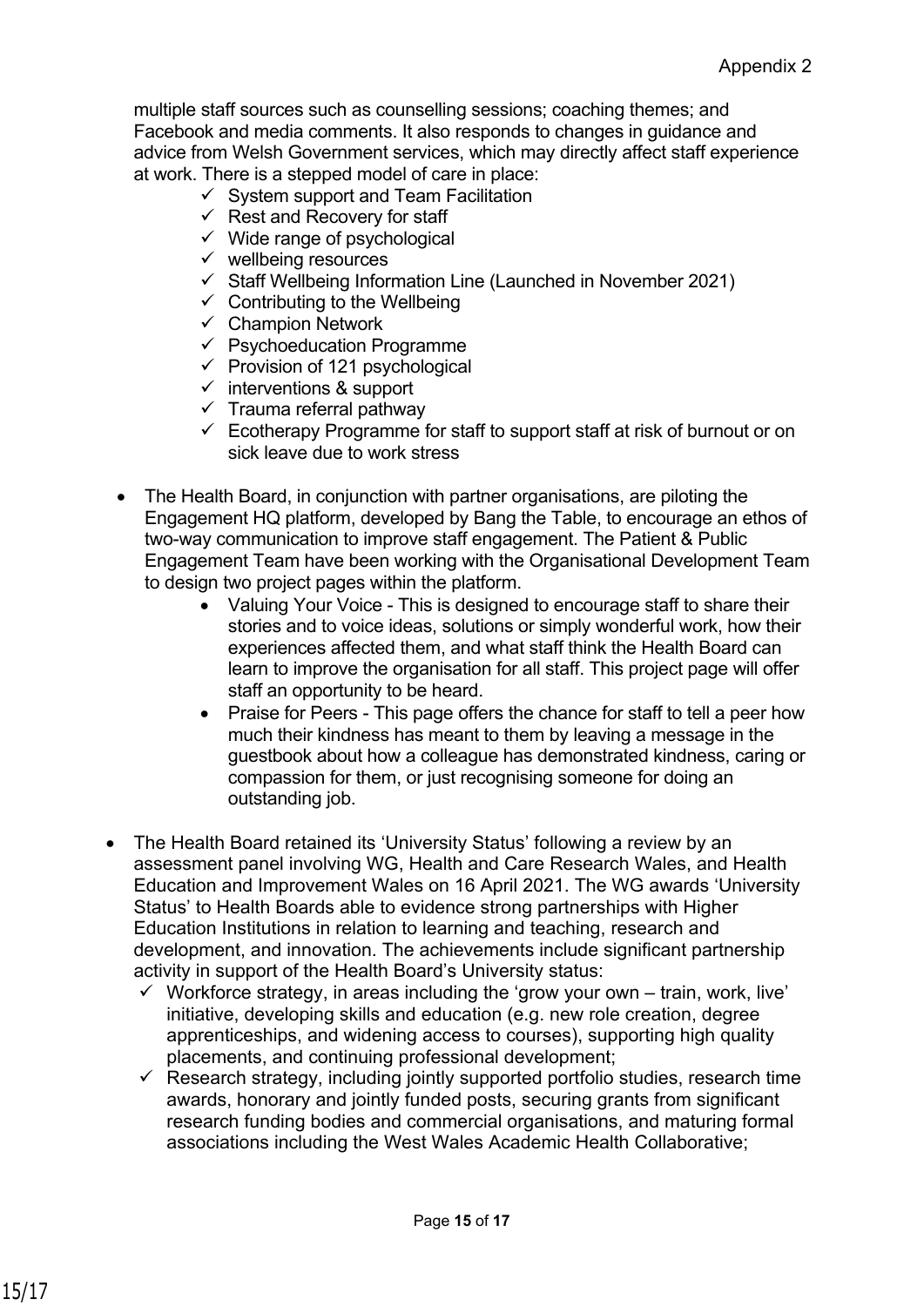multiple staff sources such as counselling sessions; coaching themes; and Facebook and media comments. It also responds to changes in guidance and advice from Welsh Government services, which may directly affect staff experience at work. There is a stepped model of care in place:

- ✓ System support and Team Facilitation
- ✓ Rest and Recovery for staff
- ✓ Wide range of psychological
- ✓ wellbeing resources
- ✓ Staff Wellbeing Information Line (Launched in November 2021)
- ✓ Contributing to the Wellbeing
- ✓ Champion Network
- ✓ Psychoeducation Programme
- ✓ Provision of 121 psychological
- ✓ interventions & support
- ✓ Trauma referral pathway
- ✓ Ecotherapy Programme for staff to support staff at risk of burnout or on sick leave due to work stress

- The Health Board, in conjunction with partner organisations, are piloting the Engagement HQ platform, developed by Bang the Table, to encourage an ethos of two-way communication to improve staff engagement. The Patient & Public Engagement Team have been working with the Organisational Development Team to design two project pages within the platform.
  - Valuing Your Voice - This is designed to encourage staff to share their stories and to voice ideas, solutions or simply wonderful work, how their experiences affected them, and what staff think the Health Board can learn to improve the organisation for all staff. This project page will offer staff an opportunity to be heard.
  - Praise for Peers - This page offers the chance for staff to tell a peer how much their kindness has meant to them by leaving a message in the guestbook about how a colleague has demonstrated kindness, caring or compassion for them, or just recognising someone for doing an outstanding job.

- The Health Board retained its 'University Status' following a review by an assessment panel involving WG, Health and Care Research Wales, and Health Education and Improvement Wales on 16 April 2021. The WG awards 'University Status' to Health Boards able to evidence strong partnerships with Higher Education Institutions in relation to learning and teaching, research and development, and innovation. The achievements include significant partnership activity in support of the Health Board's University status:
  - ✓ Workforce strategy, in areas including the 'grow your own – train, work, live' initiative, developing skills and education (e.g. new role creation, degree apprenticeships, and widening access to courses), supporting high quality placements, and continuing professional development;
  - ✓ Research strategy, including jointly supported portfolio studies, research time awards, honorary and jointly funded posts, securing grants from significant research funding bodies and commercial organisations, and maturing formal associations including the West Wales Academic Health Collaborative;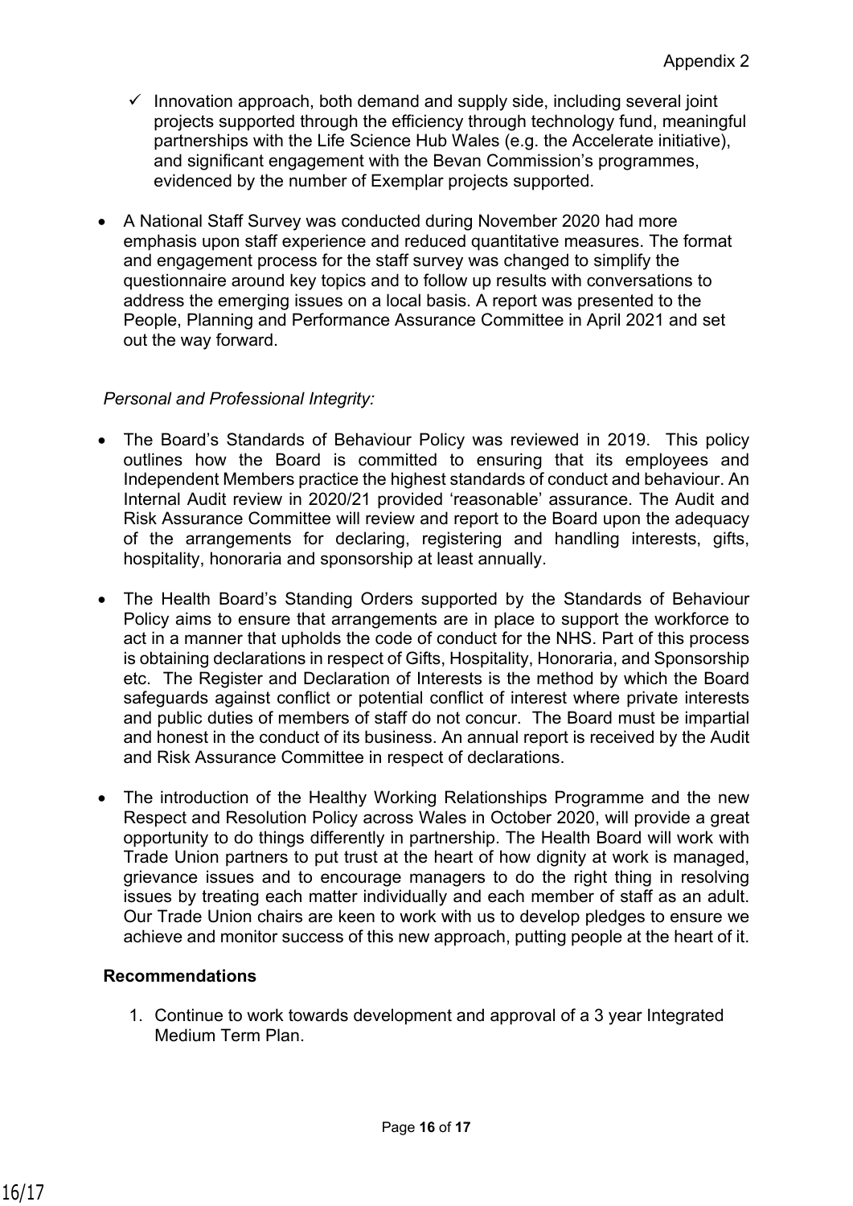- ✓ Innovation approach, both demand and supply side, including several joint projects supported through the efficiency through technology fund, meaningful partnerships with the Life Science Hub Wales (e.g. the Accelerate initiative), and significant engagement with the Bevan Commission's programmes, evidenced by the number of Exemplar projects supported.

- A National Staff Survey was conducted during November 2020 had more emphasis upon staff experience and reduced quantitative measures. The format and engagement process for the staff survey was changed to simplify the questionnaire around key topics and to follow up results with conversations to address the emerging issues on a local basis. A report was presented to the People, Planning and Performance Assurance Committee in April 2021 and set out the way forward.

*Personal and Professional Integrity:*

- The Board's Standards of Behaviour Policy was reviewed in 2019. This policy outlines how the Board is committed to ensuring that its employees and Independent Members practice the highest standards of conduct and behaviour. An Internal Audit review in 2020/21 provided 'reasonable' assurance. The Audit and Risk Assurance Committee will review and report to the Board upon the adequacy of the arrangements for declaring, registering and handling interests, gifts, hospitality, honoraria and sponsorship at least annually.

- The Health Board's Standing Orders supported by the Standards of Behaviour Policy aims to ensure that arrangements are in place to support the workforce to act in a manner that upholds the code of conduct for the NHS. Part of this process is obtaining declarations in respect of Gifts, Hospitality, Honoraria, and Sponsorship etc. The Register and Declaration of Interests is the method by which the Board safeguards against conflict or potential conflict of interest where private interests and public duties of members of staff do not concur. The Board must be impartial and honest in the conduct of its business. An annual report is received by the Audit and Risk Assurance Committee in respect of declarations.

- The introduction of the Healthy Working Relationships Programme and the new Respect and Resolution Policy across Wales in October 2020, will provide a great opportunity to do things differently in partnership. The Health Board will work with Trade Union partners to put trust at the heart of how dignity at work is managed, grievance issues and to encourage managers to do the right thing in resolving issues by treating each matter individually and each member of staff as an adult. Our Trade Union chairs are keen to work with us to develop pledges to ensure we achieve and monitor success of this new approach, putting people at the heart of it.

**Recommendations**

1. Continue to work towards development and approval of a 3 year Integrated Medium Term Plan.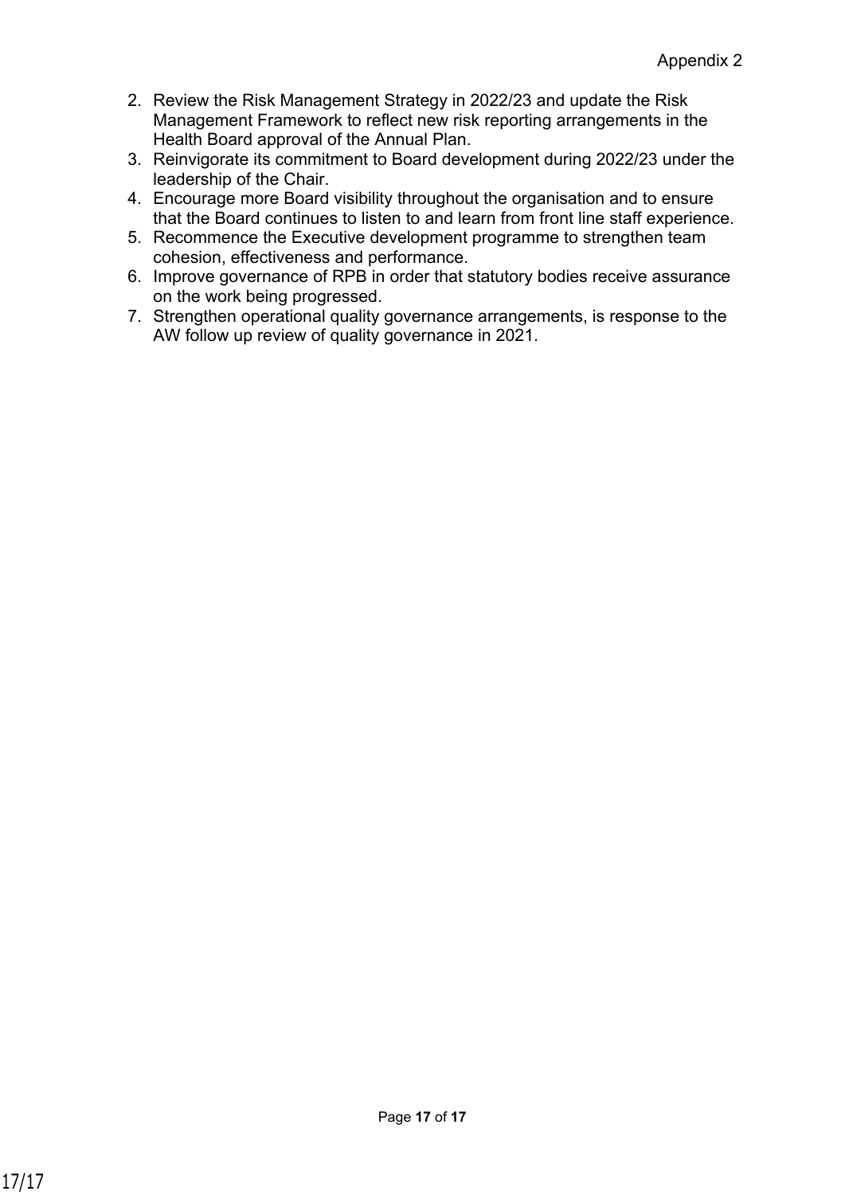Appendix 2

2. Review the Risk Management Strategy in 2022/23 and update the Risk Management Framework to reflect new risk reporting arrangements in the Health Board approval of the Annual Plan.
3. Reinvigorate its commitment to Board development during 2022/23 under the leadership of the Chair.
4. Encourage more Board visibility throughout the organisation and to ensure that the Board continues to listen to and learn from front line staff experience.
5. Recommence the Executive development programme to strengthen team cohesion, effectiveness and performance.
6. Improve governance of RPB in order that statutory bodies receive assurance on the work being progressed.
7. Strengthen operational quality governance arrangements, is response to the AW follow up review of quality governance in 2021.